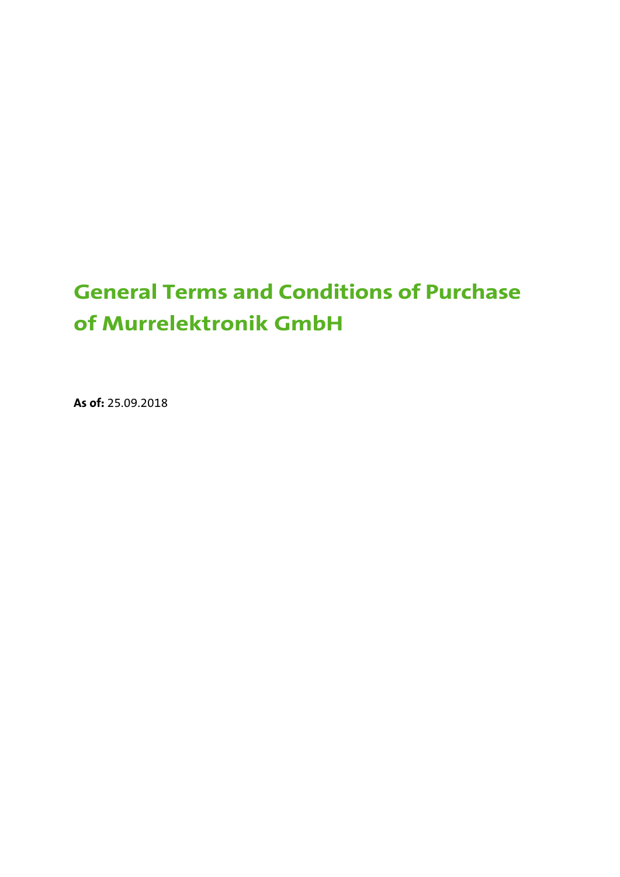# General Terms and Conditions of Purchase of Murrelektronik GmbH

**As of:** 25.09.2018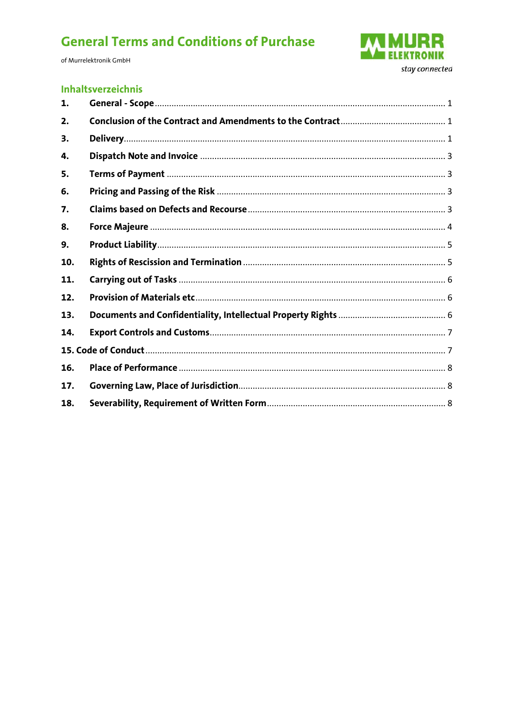# General Terms and Conditions of Purchase

of Murrelektronik GmbH

## Inhaltsverzeichnis

| | | |
|---|---|---|
| 1. | General - Scope | 1 |
| 2. | Conclusion of the Contract and Amendments to the Contract | 1 |
| 3. | Delivery | 1 |
| 4. | Dispatch Note and Invoice | 3 |
| 5. | Terms of Payment | 3 |
| 6. | Pricing and Passing of the Risk | 3 |
| 7. | Claims based on Defects and Recourse | 3 |
| 8. | Force Majeure | 4 |
| 9. | Product Liability | 5 |
| 10. | Rights of Rescission and Termination | 5 |
| 11. | Carrying out of Tasks | 6 |
| 12. | Provision of Materials etc | 6 |
| 13. | Documents and Confidentiality, Intellectual Property Rights | 6 |
| 14. | Export Controls and Customs | 7 |
| 15. | Code of Conduct | 7 |
| 16. | Place of Performance | 8 |
| 17. | Governing Law, Place of Jurisdiction | 8 |
| 18. | Severability, Requirement of Written Form | 8 |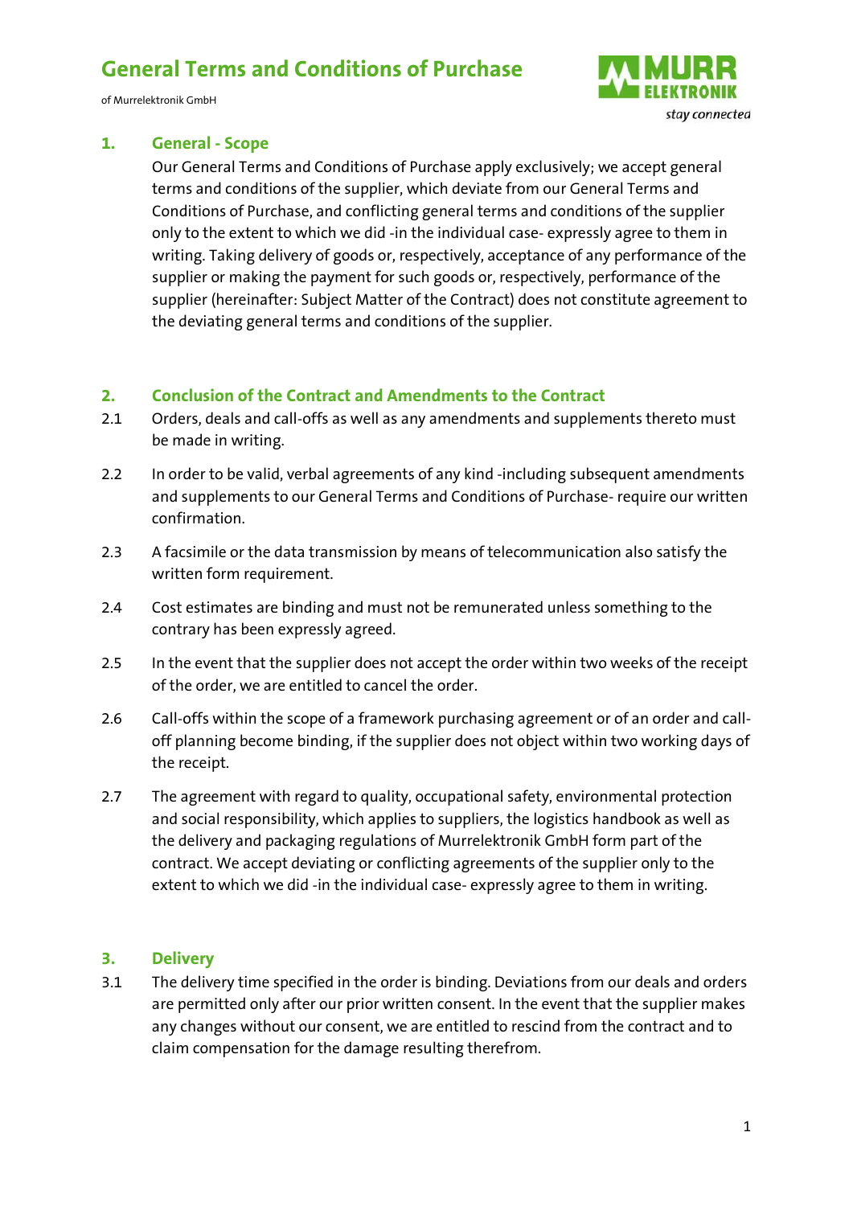# General Terms and Conditions of Purchase

of Murrelektronik GmbH

## 1. General - Scope

Our General Terms and Conditions of Purchase apply exclusively; we accept general terms and conditions of the supplier, which deviate from our General Terms and Conditions of Purchase, and conflicting general terms and conditions of the supplier only to the extent to which we did -in the individual case- expressly agree to them in writing. Taking delivery of goods or, respectively, acceptance of any performance of the supplier or making the payment for such goods or, respectively, performance of the supplier (hereinafter: Subject Matter of the Contract) does not constitute agreement to the deviating general terms and conditions of the supplier.

## 2. Conclusion of the Contract and Amendments to the Contract

2.1 Orders, deals and call-offs as well as any amendments and supplements thereto must be made in writing.

2.2 In order to be valid, verbal agreements of any kind -including subsequent amendments and supplements to our General Terms and Conditions of Purchase- require our written confirmation.

2.3 A facsimile or the data transmission by means of telecommunication also satisfy the written form requirement.

2.4 Cost estimates are binding and must not be remunerated unless something to the contrary has been expressly agreed.

2.5 In the event that the supplier does not accept the order within two weeks of the receipt of the order, we are entitled to cancel the order.

2.6 Call-offs within the scope of a framework purchasing agreement or of an order and call-off planning become binding, if the supplier does not object within two working days of the receipt.

2.7 The agreement with regard to quality, occupational safety, environmental protection and social responsibility, which applies to suppliers, the logistics handbook as well as the delivery and packaging regulations of Murrelektronik GmbH form part of the contract. We accept deviating or conflicting agreements of the supplier only to the extent to which we did -in the individual case- expressly agree to them in writing.

## 3. Delivery

3.1 The delivery time specified in the order is binding. Deviations from our deals and orders are permitted only after our prior written consent. In the event that the supplier makes any changes without our consent, we are entitled to rescind from the contract and to claim compensation for the damage resulting therefrom.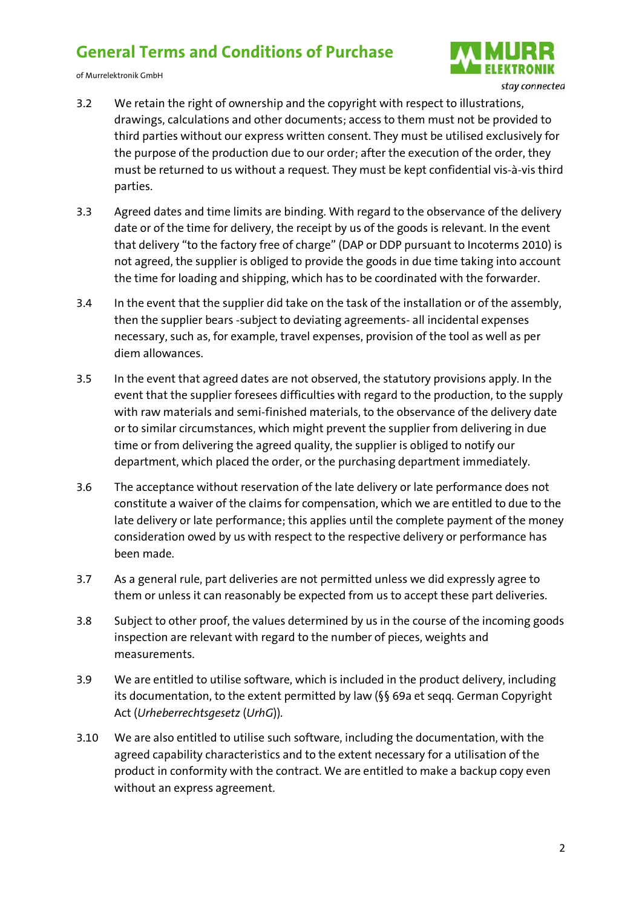3.2 We retain the right of ownership and the copyright with respect to illustrations, drawings, calculations and other documents; access to them must not be provided to third parties without our express written consent. They must be utilised exclusively for the purpose of the production due to our order; after the execution of the order, they must be returned to us without a request. They must be kept confidential vis-à-vis third parties.

3.3 Agreed dates and time limits are binding. With regard to the observance of the delivery date or of the time for delivery, the receipt by us of the goods is relevant. In the event that delivery "to the factory free of charge" (DAP or DDP pursuant to Incoterms 2010) is not agreed, the supplier is obliged to provide the goods in due time taking into account the time for loading and shipping, which has to be coordinated with the forwarder.

3.4 In the event that the supplier did take on the task of the installation or of the assembly, then the supplier bears -subject to deviating agreements- all incidental expenses necessary, such as, for example, travel expenses, provision of the tool as well as per diem allowances.

3.5 In the event that agreed dates are not observed, the statutory provisions apply. In the event that the supplier foresees difficulties with regard to the production, to the supply with raw materials and semi-finished materials, to the observance of the delivery date or to similar circumstances, which might prevent the supplier from delivering in due time or from delivering the agreed quality, the supplier is obliged to notify our department, which placed the order, or the purchasing department immediately.

3.6 The acceptance without reservation of the late delivery or late performance does not constitute a waiver of the claims for compensation, which we are entitled to due to the late delivery or late performance; this applies until the complete payment of the money consideration owed by us with respect to the respective delivery or performance has been made.

3.7 As a general rule, part deliveries are not permitted unless we did expressly agree to them or unless it can reasonably be expected from us to accept these part deliveries.

3.8 Subject to other proof, the values determined by us in the course of the incoming goods inspection are relevant with regard to the number of pieces, weights and measurements.

3.9 We are entitled to utilise software, which is included in the product delivery, including its documentation, to the extent permitted by law (§§ 69a et seqq. German Copyright Act (*Urheberrechtsgesetz* (*UrhG*)).

3.10 We are also entitled to utilise such software, including the documentation, with the agreed capability characteristics and to the extent necessary for a utilisation of the product in conformity with the contract. We are entitled to make a backup copy even without an express agreement.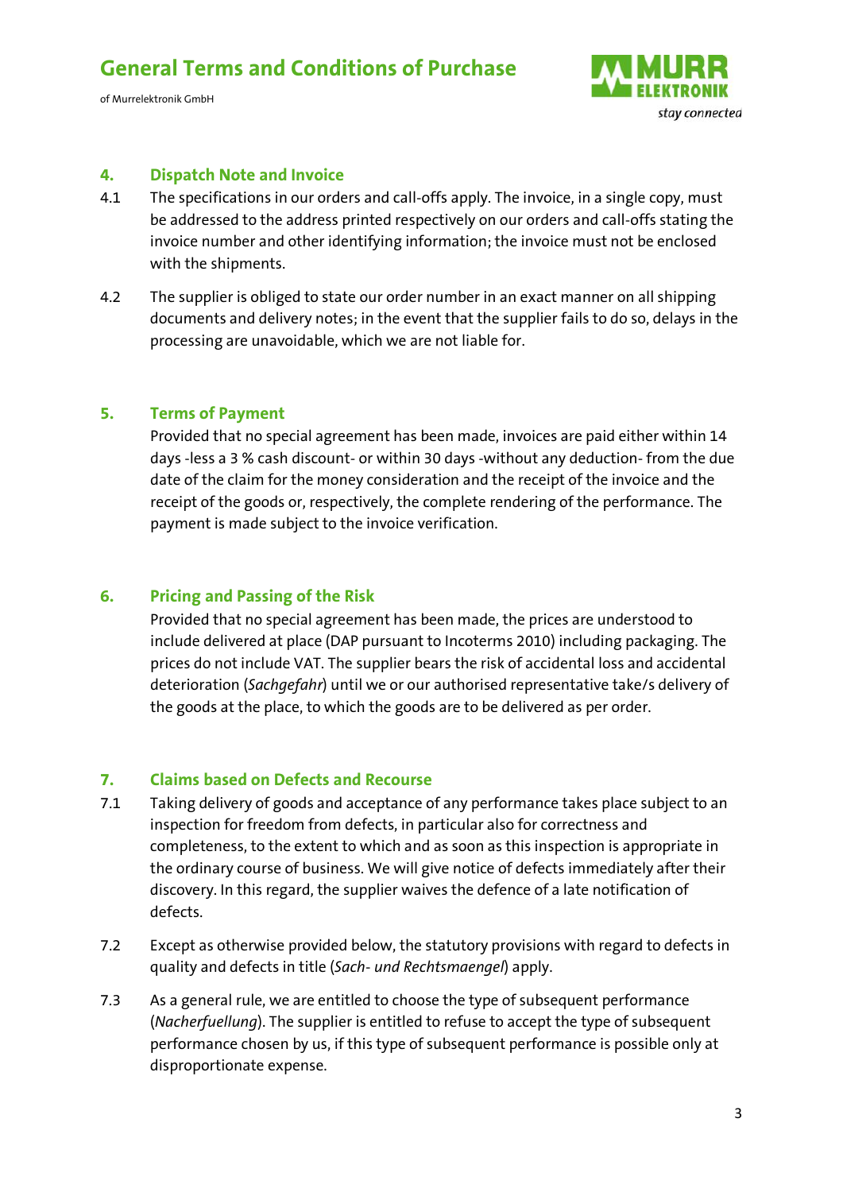## 4. Dispatch Note and Invoice

4.1 The specifications in our orders and call-offs apply. The invoice, in a single copy, must be addressed to the address printed respectively on our orders and call-offs stating the invoice number and other identifying information; the invoice must not be enclosed with the shipments.

4.2 The supplier is obliged to state our order number in an exact manner on all shipping documents and delivery notes; in the event that the supplier fails to do so, delays in the processing are unavoidable, which we are not liable for.

## 5. Terms of Payment

Provided that no special agreement has been made, invoices are paid either within 14 days -less a 3 % cash discount- or within 30 days -without any deduction- from the due date of the claim for the money consideration and the receipt of the invoice and the receipt of the goods or, respectively, the complete rendering of the performance. The payment is made subject to the invoice verification.

## 6. Pricing and Passing of the Risk

Provided that no special agreement has been made, the prices are understood to include delivered at place (DAP pursuant to Incoterms 2010) including packaging. The prices do not include VAT. The supplier bears the risk of accidental loss and accidental deterioration (*Sachgefahr*) until we or our authorised representative take/s delivery of the goods at the place, to which the goods are to be delivered as per order.

## 7. Claims based on Defects and Recourse

7.1 Taking delivery of goods and acceptance of any performance takes place subject to an inspection for freedom from defects, in particular also for correctness and completeness, to the extent to which and as soon as this inspection is appropriate in the ordinary course of business. We will give notice of defects immediately after their discovery. In this regard, the supplier waives the defence of a late notification of defects.

7.2 Except as otherwise provided below, the statutory provisions with regard to defects in quality and defects in title (*Sach- und Rechtsmaengel*) apply.

7.3 As a general rule, we are entitled to choose the type of subsequent performance (*Nacherfuellung*). The supplier is entitled to refuse to accept the type of subsequent performance chosen by us, if this type of subsequent performance is possible only at disproportionate expense.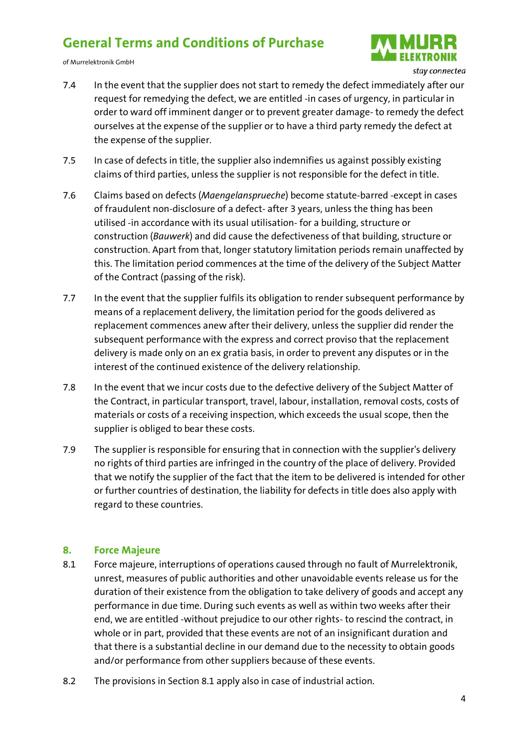7.4 In the event that the supplier does not start to remedy the defect immediately after our request for remedying the defect, we are entitled -in cases of urgency, in particular in order to ward off imminent danger or to prevent greater damage- to remedy the defect ourselves at the expense of the supplier or to have a third party remedy the defect at the expense of the supplier.

7.5 In case of defects in title, the supplier also indemnifies us against possibly existing claims of third parties, unless the supplier is not responsible for the defect in title.

7.6 Claims based on defects (*Maengelansprueche*) become statute-barred -except in cases of fraudulent non-disclosure of a defect- after 3 years, unless the thing has been utilised -in accordance with its usual utilisation- for a building, structure or construction (*Bauwerk*) and did cause the defectiveness of that building, structure or construction. Apart from that, longer statutory limitation periods remain unaffected by this. The limitation period commences at the time of the delivery of the Subject Matter of the Contract (passing of the risk).

7.7 In the event that the supplier fulfils its obligation to render subsequent performance by means of a replacement delivery, the limitation period for the goods delivered as replacement commences anew after their delivery, unless the supplier did render the subsequent performance with the express and correct proviso that the replacement delivery is made only on an ex gratia basis, in order to prevent any disputes or in the interest of the continued existence of the delivery relationship.

7.8 In the event that we incur costs due to the defective delivery of the Subject Matter of the Contract, in particular transport, travel, labour, installation, removal costs, costs of materials or costs of a receiving inspection, which exceeds the usual scope, then the supplier is obliged to bear these costs.

7.9 The supplier is responsible for ensuring that in connection with the supplier's delivery no rights of third parties are infringed in the country of the place of delivery. Provided that we notify the supplier of the fact that the item to be delivered is intended for other or further countries of destination, the liability for defects in title does also apply with regard to these countries.

## 8. Force Majeure

8.1 Force majeure, interruptions of operations caused through no fault of Murrelektronik, unrest, measures of public authorities and other unavoidable events release us for the duration of their existence from the obligation to take delivery of goods and accept any performance in due time. During such events as well as within two weeks after their end, we are entitled -without prejudice to our other rights- to rescind the contract, in whole or in part, provided that these events are not of an insignificant duration and that there is a substantial decline in our demand due to the necessity to obtain goods and/or performance from other suppliers because of these events.

8.2 The provisions in Section 8.1 apply also in case of industrial action.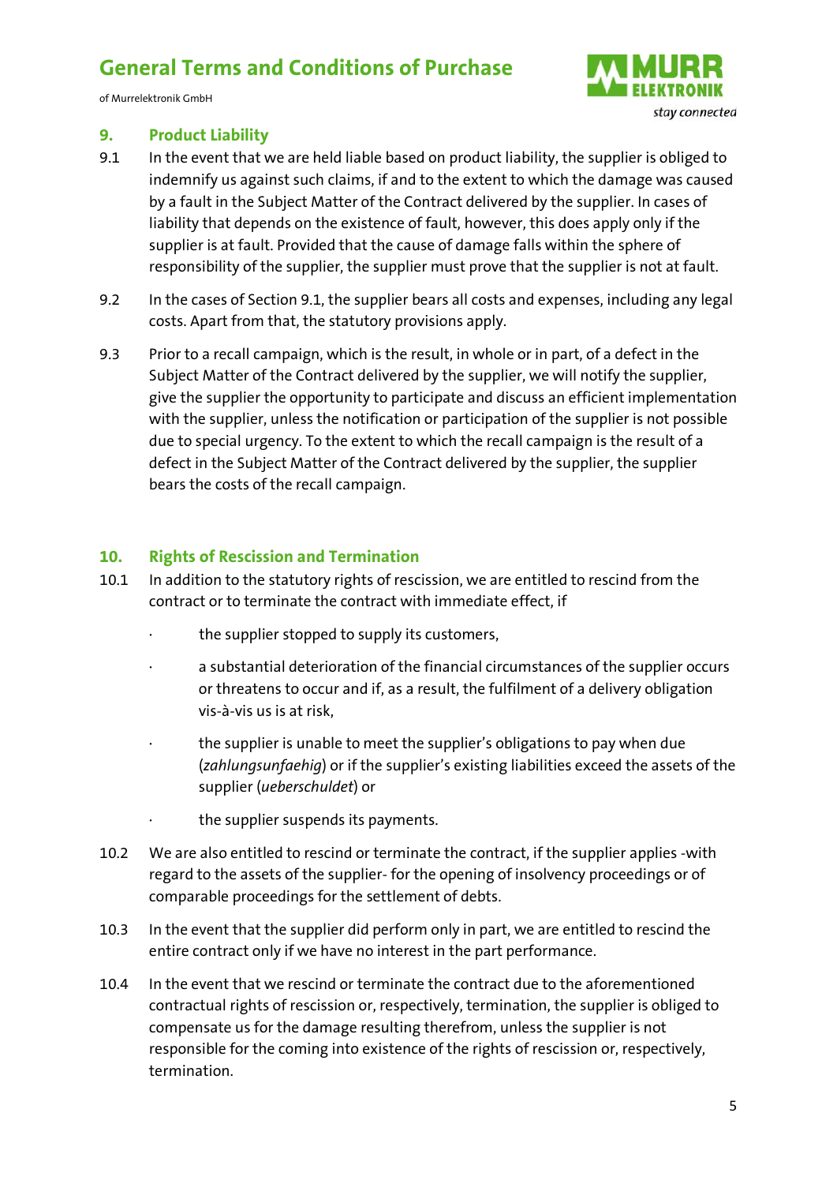## 9. Product Liability

9.1 In the event that we are held liable based on product liability, the supplier is obliged to indemnify us against such claims, if and to the extent to which the damage was caused by a fault in the Subject Matter of the Contract delivered by the supplier. In cases of liability that depends on the existence of fault, however, this does apply only if the supplier is at fault. Provided that the cause of damage falls within the sphere of responsibility of the supplier, the supplier must prove that the supplier is not at fault.

9.2 In the cases of Section 9.1, the supplier bears all costs and expenses, including any legal costs. Apart from that, the statutory provisions apply.

9.3 Prior to a recall campaign, which is the result, in whole or in part, of a defect in the Subject Matter of the Contract delivered by the supplier, we will notify the supplier, give the supplier the opportunity to participate and discuss an efficient implementation with the supplier, unless the notification or participation of the supplier is not possible due to special urgency. To the extent to which the recall campaign is the result of a defect in the Subject Matter of the Contract delivered by the supplier, the supplier bears the costs of the recall campaign.

## 10. Rights of Rescission and Termination

10.1 In addition to the statutory rights of rescission, we are entitled to rescind from the contract or to terminate the contract with immediate effect, if

- the supplier stopped to supply its customers,
- a substantial deterioration of the financial circumstances of the supplier occurs or threatens to occur and if, as a result, the fulfilment of a delivery obligation vis-à-vis us is at risk,
- the supplier is unable to meet the supplier's obligations to pay when due (*zahlungsunfaehig*) or if the supplier's existing liabilities exceed the assets of the supplier (*ueberschuldet*) or
- the supplier suspends its payments.

10.2 We are also entitled to rescind or terminate the contract, if the supplier applies -with regard to the assets of the supplier- for the opening of insolvency proceedings or of comparable proceedings for the settlement of debts.

10.3 In the event that the supplier did perform only in part, we are entitled to rescind the entire contract only if we have no interest in the part performance.

10.4 In the event that we rescind or terminate the contract due to the aforementioned contractual rights of rescission or, respectively, termination, the supplier is obliged to compensate us for the damage resulting therefrom, unless the supplier is not responsible for the coming into existence of the rights of rescission or, respectively, termination.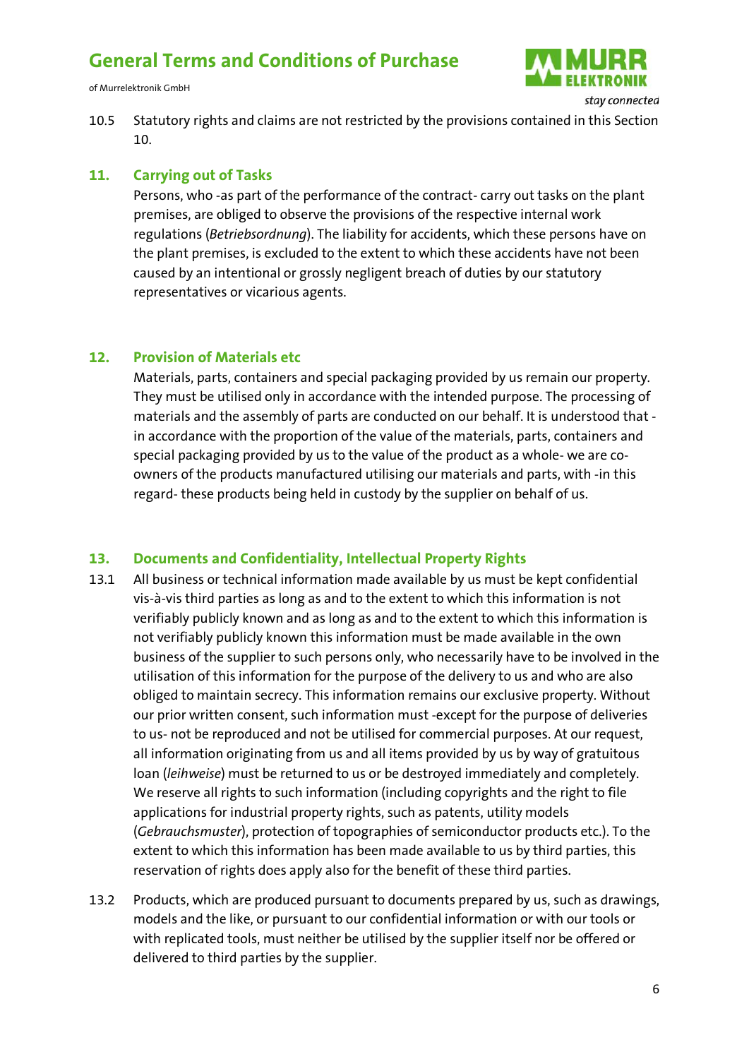10.5 Statutory rights and claims are not restricted by the provisions contained in this Section 10.

## 11. Carrying out of Tasks

Persons, who -as part of the performance of the contract- carry out tasks on the plant premises, are obliged to observe the provisions of the respective internal work regulations (*Betriebsordnung*). The liability for accidents, which these persons have on the plant premises, is excluded to the extent to which these accidents have not been caused by an intentional or grossly negligent breach of duties by our statutory representatives or vicarious agents.

## 12. Provision of Materials etc

Materials, parts, containers and special packaging provided by us remain our property. They must be utilised only in accordance with the intended purpose. The processing of materials and the assembly of parts are conducted on our behalf. It is understood that - in accordance with the proportion of the value of the materials, parts, containers and special packaging provided by us to the value of the product as a whole- we are co-owners of the products manufactured utilising our materials and parts, with -in this regard- these products being held in custody by the supplier on behalf of us.

## 13. Documents and Confidentiality, Intellectual Property Rights

13.1 All business or technical information made available by us must be kept confidential vis-à-vis third parties as long as and to the extent to which this information is not verifiably publicly known and as long as and to the extent to which this information is not verifiably publicly known this information must be made available in the own business of the supplier to such persons only, who necessarily have to be involved in the utilisation of this information for the purpose of the delivery to us and who are also obliged to maintain secrecy. This information remains our exclusive property. Without our prior written consent, such information must -except for the purpose of deliveries to us- not be reproduced and not be utilised for commercial purposes. At our request, all information originating from us and all items provided by us by way of gratuitous loan (*leihweise*) must be returned to us or be destroyed immediately and completely. We reserve all rights to such information (including copyrights and the right to file applications for industrial property rights, such as patents, utility models (*Gebrauchsmuster*), protection of topographies of semiconductor products etc.). To the extent to which this information has been made available to us by third parties, this reservation of rights does apply also for the benefit of these third parties.

13.2 Products, which are produced pursuant to documents prepared by us, such as drawings, models and the like, or pursuant to our confidential information or with our tools or with replicated tools, must neither be utilised by the supplier itself nor be offered or delivered to third parties by the supplier.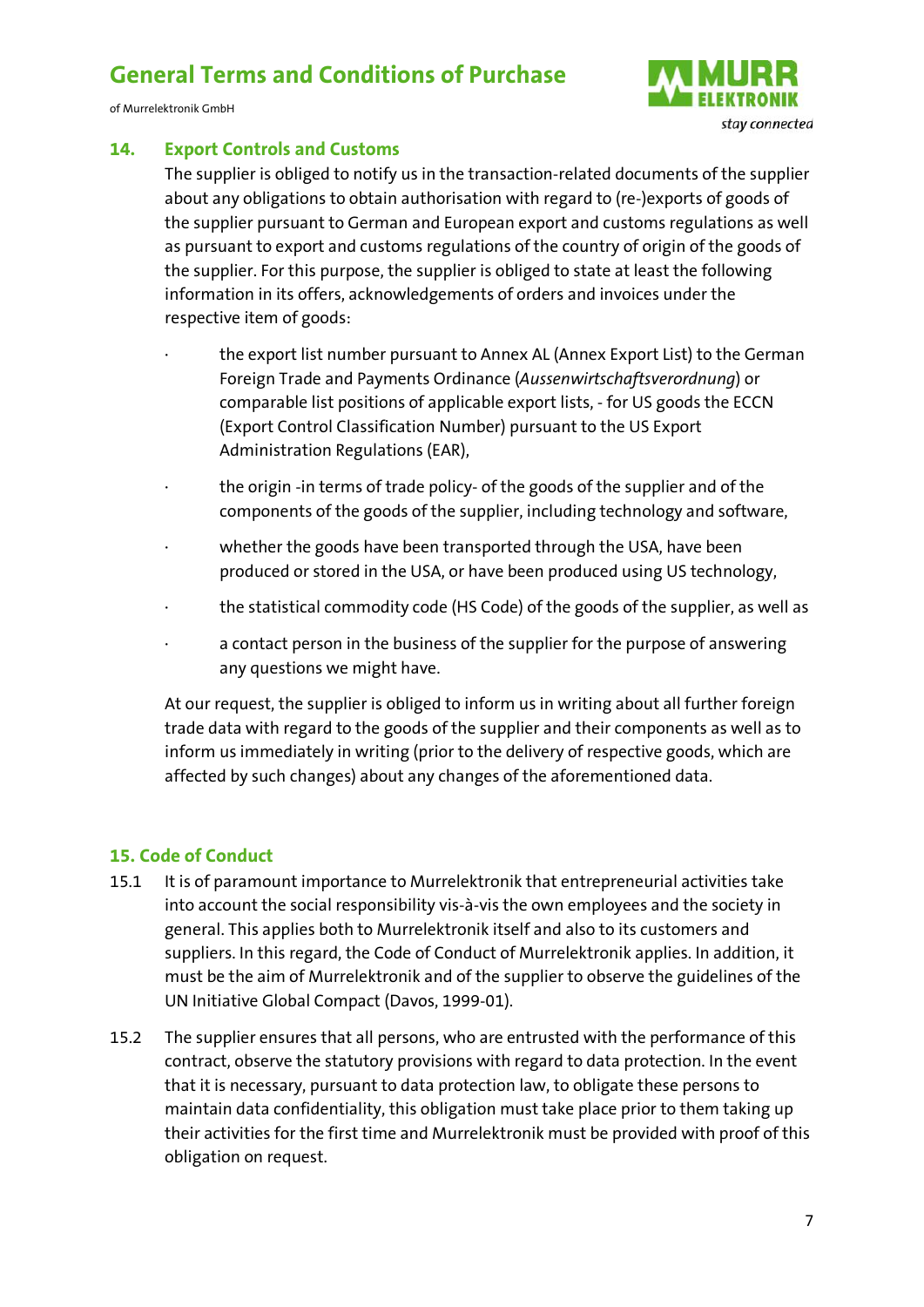## 14. Export Controls and Customs

The supplier is obliged to notify us in the transaction-related documents of the supplier about any obligations to obtain authorisation with regard to (re-)exports of goods of the supplier pursuant to German and European export and customs regulations as well as pursuant to export and customs regulations of the country of origin of the goods of the supplier. For this purpose, the supplier is obliged to state at least the following information in its offers, acknowledgements of orders and invoices under the respective item of goods:

- the export list number pursuant to Annex AL (Annex Export List) to the German Foreign Trade and Payments Ordinance (*Aussenwirtschaftsverordnung*) or comparable list positions of applicable export lists, - for US goods the ECCN (Export Control Classification Number) pursuant to the US Export Administration Regulations (EAR),
- the origin -in terms of trade policy- of the goods of the supplier and of the components of the goods of the supplier, including technology and software,
- whether the goods have been transported through the USA, have been produced or stored in the USA, or have been produced using US technology,
- the statistical commodity code (HS Code) of the goods of the supplier, as well as
- a contact person in the business of the supplier for the purpose of answering any questions we might have.

At our request, the supplier is obliged to inform us in writing about all further foreign trade data with regard to the goods of the supplier and their components as well as to inform us immediately in writing (prior to the delivery of respective goods, which are affected by such changes) about any changes of the aforementioned data.

## 15. Code of Conduct

15.1 It is of paramount importance to Murrelektronik that entrepreneurial activities take into account the social responsibility vis-à-vis the own employees and the society in general. This applies both to Murrelektronik itself and also to its customers and suppliers. In this regard, the Code of Conduct of Murrelektronik applies. In addition, it must be the aim of Murrelektronik and of the supplier to observe the guidelines of the UN Initiative Global Compact (Davos, 1999-01).

15.2 The supplier ensures that all persons, who are entrusted with the performance of this contract, observe the statutory provisions with regard to data protection. In the event that it is necessary, pursuant to data protection law, to obligate these persons to maintain data confidentiality, this obligation must take place prior to them taking up their activities for the first time and Murrelektronik must be provided with proof of this obligation on request.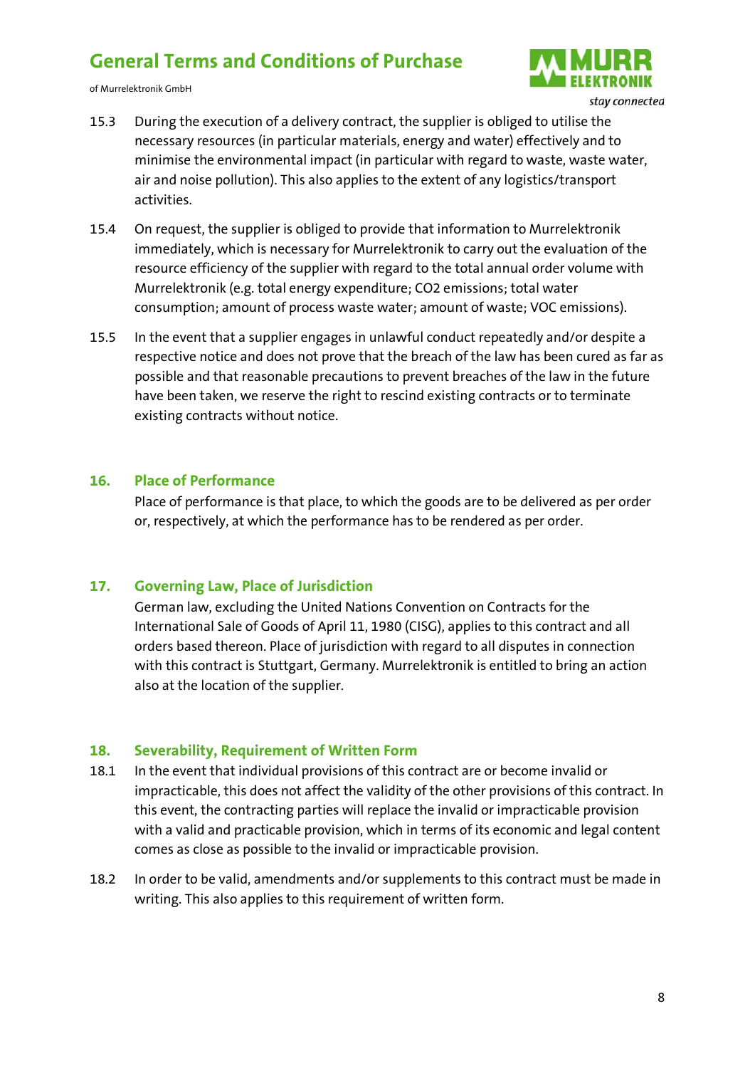15.3 During the execution of a delivery contract, the supplier is obliged to utilise the necessary resources (in particular materials, energy and water) effectively and to minimise the environmental impact (in particular with regard to waste, waste water, air and noise pollution). This also applies to the extent of any logistics/transport activities.

15.4 On request, the supplier is obliged to provide that information to Murrelektronik immediately, which is necessary for Murrelektronik to carry out the evaluation of the resource efficiency of the supplier with regard to the total annual order volume with Murrelektronik (e.g. total energy expenditure; $CO_2$ emissions; total water consumption; amount of process waste water; amount of waste; VOC emissions).

15.5 In the event that a supplier engages in unlawful conduct repeatedly and/or despite a respective notice and does not prove that the breach of the law has been cured as far as possible and that reasonable precautions to prevent breaches of the law in the future have been taken, we reserve the right to rescind existing contracts or to terminate existing contracts without notice.

## 16. Place of Performance

Place of performance is that place, to which the goods are to be delivered as per order or, respectively, at which the performance has to be rendered as per order.

## 17. Governing Law, Place of Jurisdiction

German law, excluding the United Nations Convention on Contracts for the International Sale of Goods of April 11, 1980 (CISG), applies to this contract and all orders based thereon. Place of jurisdiction with regard to all disputes in connection with this contract is Stuttgart, Germany. Murrelektronik is entitled to bring an action also at the location of the supplier.

## 18. Severability, Requirement of Written Form

18.1 In the event that individual provisions of this contract are or become invalid or impracticable, this does not affect the validity of the other provisions of this contract. In this event, the contracting parties will replace the invalid or impracticable provision with a valid and practicable provision, which in terms of its economic and legal content comes as close as possible to the invalid or impracticable provision.

18.2 In order to be valid, amendments and/or supplements to this contract must be made in writing. This also applies to this requirement of written form.